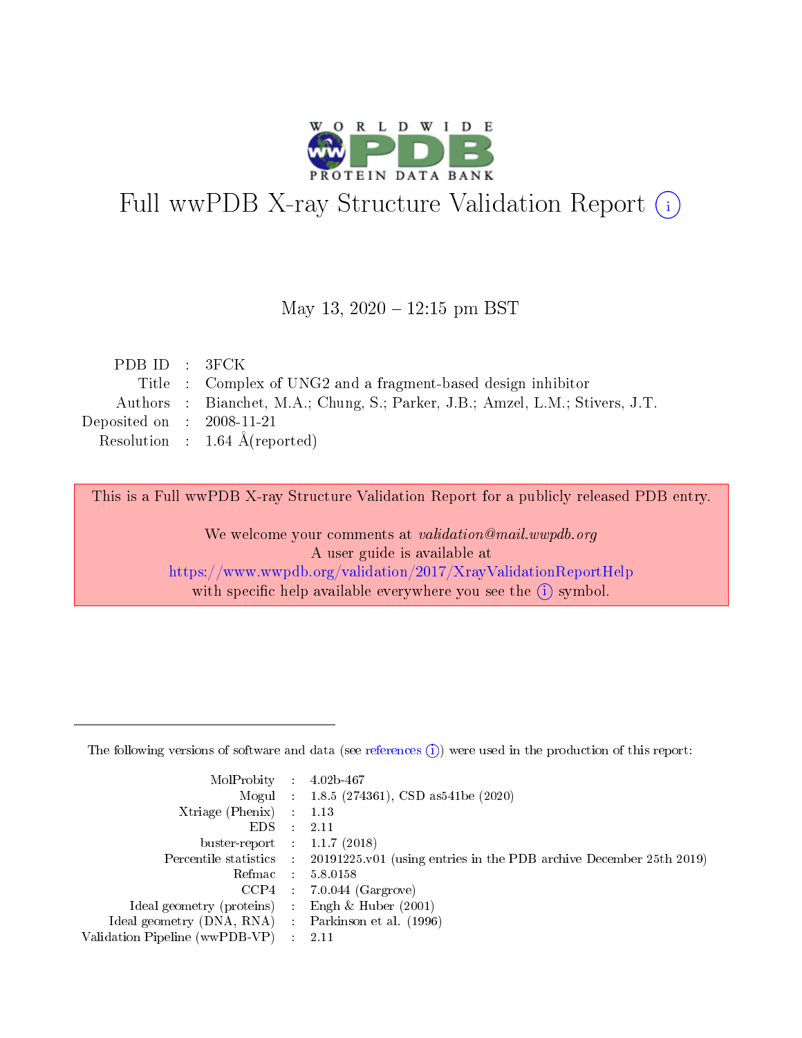# Full wwPDB X-ray Structure Validation Report (i)

May 13, 2020 – 12:15 pm BST

| | | |
|---|---|---|
| PDB ID | : | 3FCK |
| Title | : | Complex of UNG2 and a fragment-based design inhibitor |
| Authors | : | Bianchet, M.A.; Chung, S.; Parker, J.B.; Amzel, L.M.; Stivers, J.T. |
| Deposited on | : | 2008-11-21 |
| Resolution | : | 1.64 Å(reported) |

This is a Full wwPDB X-ray Structure Validation Report for a publicly released PDB entry.

We welcome your comments at *validation@mail.wwpdb.org*
A user guide is available at
https://www.wwpdb.org/validation/2017/XrayValidationReportHelp
with specific help available everywhere you see the (i) symbol.

---

The following versions of software and data (see references (i)) were used in the production of this report:

| | | |
|---|---|---|
| MolProbity | : | 4.02b-467 |
| Mogul | : | 1.8.5 (274361), CSD as541be (2020) |
| Xtriage (Phenix) | : | 1.13 |
| EDS | : | 2.11 |
| buster-report | : | 1.1.7 (2018) |
| Percentile statistics | : | 20191225.v01 (using entries in the PDB archive December 25th 2019) |
| Refmac | : | 5.8.0158 |
| CCP4 | : | 7.0.044 (Gargrove) |
| Ideal geometry (proteins) | : | Engh & Huber (2001) |
| Ideal geometry (DNA, RNA) | : | Parkinson et al. (1996) |
| Validation Pipeline (wwPDB-VP) | : | 2.11 |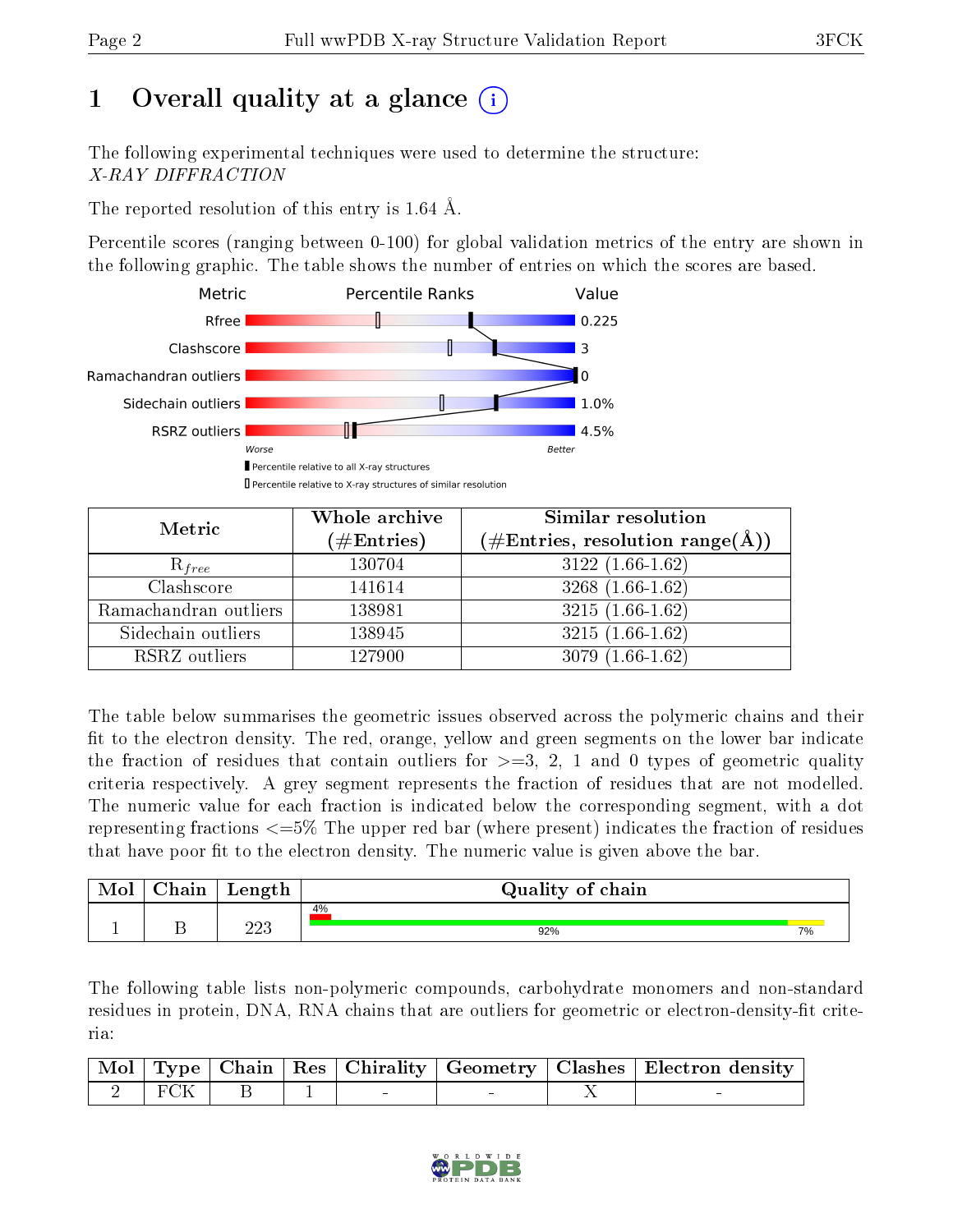# 1 Overall quality at a glance

The following experimental techniques were used to determine the structure:
*X-RAY DIFFRACTION*

The reported resolution of this entry is 1.64 Å.

Percentile scores (ranging between 0-100) for global validation metrics of the entry are shown in the following graphic. The table shows the number of entries on which the scores are based.

| Metric | Value |
|---|---|
| Rfree | 0.225 |
| Clashscore | 3 |
| Ramachandran outliers | 0 |
| Sidechain outliers | 1.0% |
| RSRZ outliers | 4.5% |

Worse — Better

▮ Percentile relative to all X-ray structures
▯ Percentile relative to X-ray structures of similar resolution

| Metric | Whole archive (#Entries) | Similar resolution (#Entries, resolution range(Å)) |
|---|---|---|
| $R_{free}$ | 130704 | 3122 (1.66-1.62) |
| Clashscore | 141614 | 3268 (1.66-1.62) |
| Ramachandran outliers | 138981 | 3215 (1.66-1.62) |
| Sidechain outliers | 138945 | 3215 (1.66-1.62) |
| RSRZ outliers | 127900 | 3079 (1.66-1.62) |

The table below summarises the geometric issues observed across the polymeric chains and their fit to the electron density. The red, orange, yellow and green segments on the lower bar indicate the fraction of residues that contain outliers for >=3, 2, 1 and 0 types of geometric quality criteria respectively. A grey segment represents the fraction of residues that are not modelled. The numeric value for each fraction is indicated below the corresponding segment, with a dot representing fractions <=5% The upper red bar (where present) indicates the fraction of residues that have poor fit to the electron density. The numeric value is given above the bar.

| Mol | Chain | Length | Quality of chain |
|---|---|---|---|
| 1 | B | 223 | 4% (poor fit); 92% green, 7% yellow |

The following table lists non-polymeric compounds, carbohydrate monomers and non-standard residues in protein, DNA, RNA chains that are outliers for geometric or electron-density-fit criteria:

| Mol | Type | Chain | Res | Chirality | Geometry | Clashes | Electron density |
|---|---|---|---|---|---|---|---|
| 2 | FCK | B | 1 | - | - | X | - |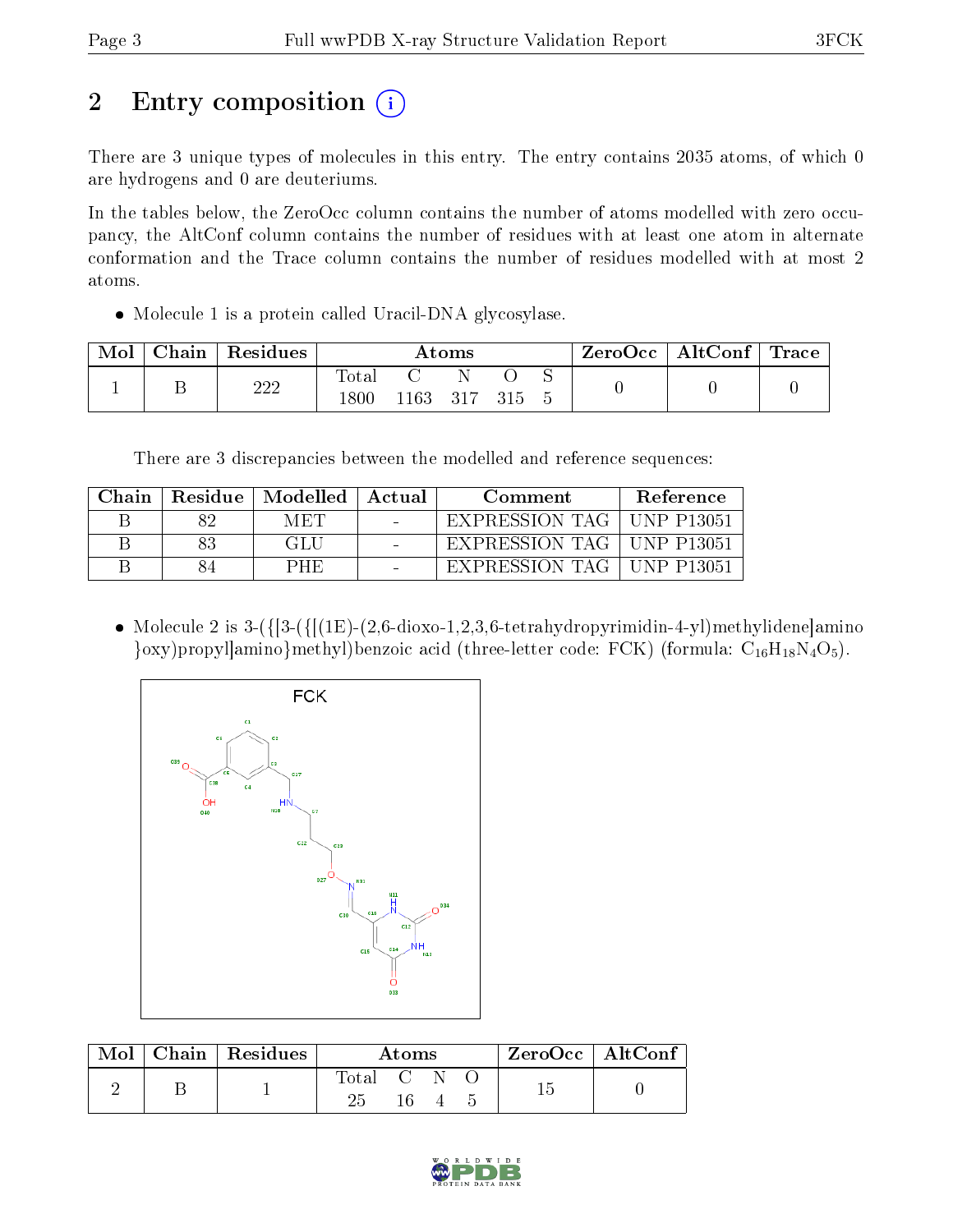# 2 Entry composition

There are 3 unique types of molecules in this entry. The entry contains 2035 atoms, of which 0 are hydrogens and 0 are deuteriums.

In the tables below, the ZeroOcc column contains the number of atoms modelled with zero occupancy, the AltConf column contains the number of residues with at least one atom in alternate conformation and the Trace column contains the number of residues modelled with at most 2 atoms.

- Molecule 1 is a protein called Uracil-DNA glycosylase.

| Mol | Chain | Residues | Atoms | | | | | ZeroOcc | AltConf | Trace |
|---|---|---|---|---|---|---|---|---|---|---|
| 1 | B | 222 | Total<br>1800 | C<br>1163 | N<br>317 | O<br>315 | S<br>5 | 0 | 0 | 0 |

There are 3 discrepancies between the modelled and reference sequences:

| Chain | Residue | Modelled | Actual | Comment | Reference |
|---|---|---|---|---|---|
| B | 82 | MET | - | EXPRESSION TAG | UNP P13051 |
| B | 83 | GLU | - | EXPRESSION TAG | UNP P13051 |
| B | 84 | PHE | - | EXPRESSION TAG | UNP P13051 |

- Molecule 2 is 3-({[3-({[(1E)-(2,6-dioxo-1,2,3,6-tetrahydropyrimidin-4-yl)methylidene]amino}oxy)propyl]amino}methyl)benzoic acid (three-letter code: FCK) (formula: $C_{16}H_{18}N_4O_5$).

| Mol | Chain | Residues | Atoms | | | | ZeroOcc | AltConf |
|---|---|---|---|---|---|---|---|---|
| 2 | B | 1 | Total<br>25 | C<br>16 | N<br>4 | O<br>5 | 15 | 0 |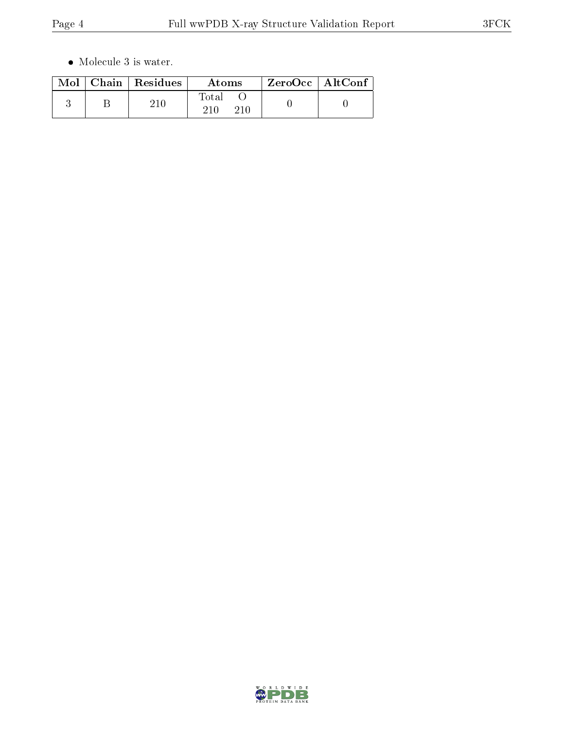- Molecule 3 is water.

| Mol | Chain | Residues | Atoms | | ZeroOcc | AltConf |
|---|---|---|---|---|---|---|
| | | | Total | O | | |
| 3 | B | 210 | 210 | 210 | 0 | 0 |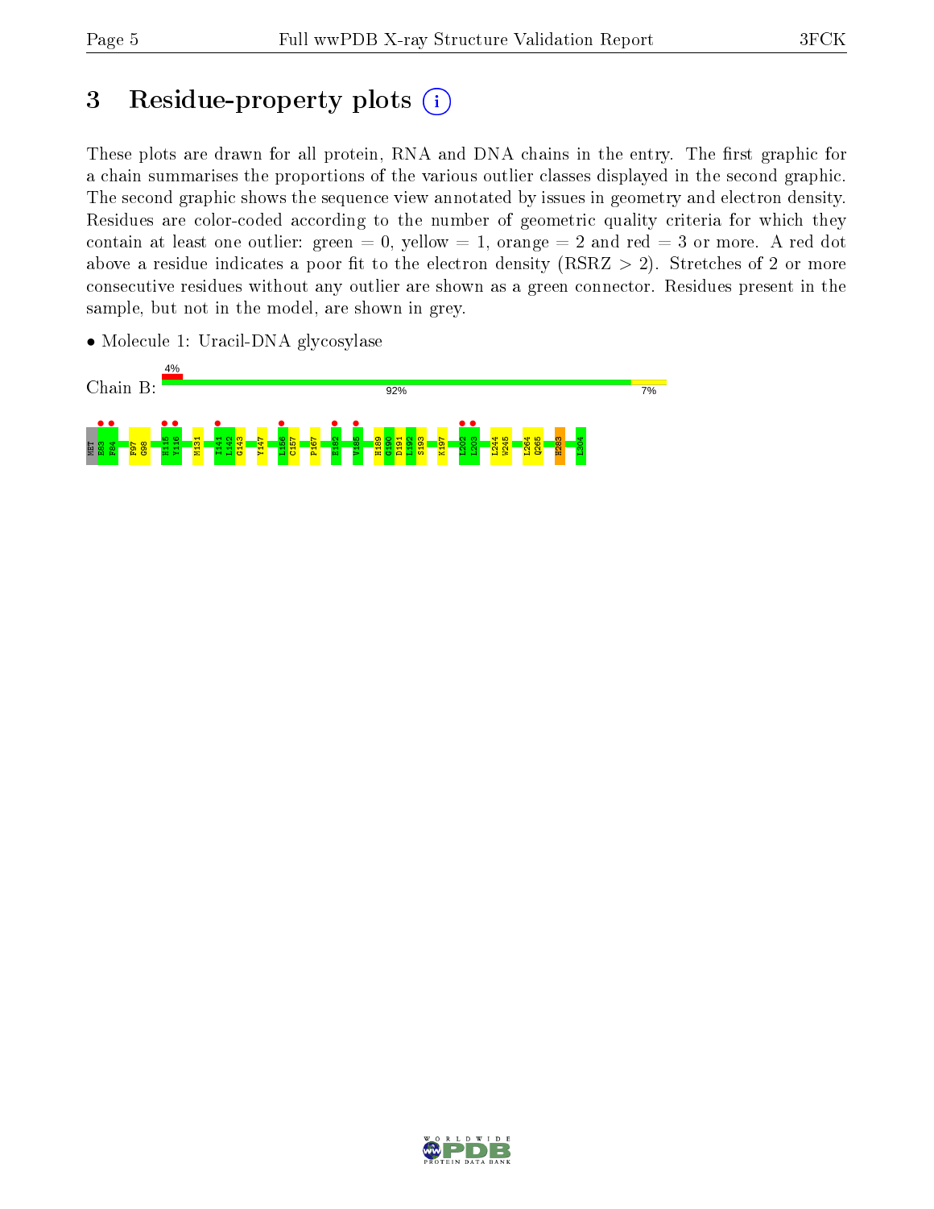# 3 Residue-property plots

These plots are drawn for all protein, RNA and DNA chains in the entry. The first graphic for a chain summarises the proportions of the various outlier classes displayed in the second graphic. The second graphic shows the sequence view annotated by issues in geometry and electron density. Residues are color-coded according to the number of geometric quality criteria for which they contain at least one outlier: green = 0, yellow = 1, orange = 2 and red = 3 or more. A red dot above a residue indicates a poor fit to the electron density (RSRZ > 2). Stretches of 2 or more consecutive residues without any outlier are shown as a green connector. Residues present in the sample, but not in the model, are shown in grey.

- Molecule 1: Uracil-DNA glycosylase

Chain B: 4% | 92% | 7%

MET E83 F84 F97 G98 H115 Y116 M131 I141 L142 G143 Y147 L156 C157 P167 E182 V185 H189 G190 D191 L192 S193 K197 L202 L203 L244 W245 L264 Q265 H283 L304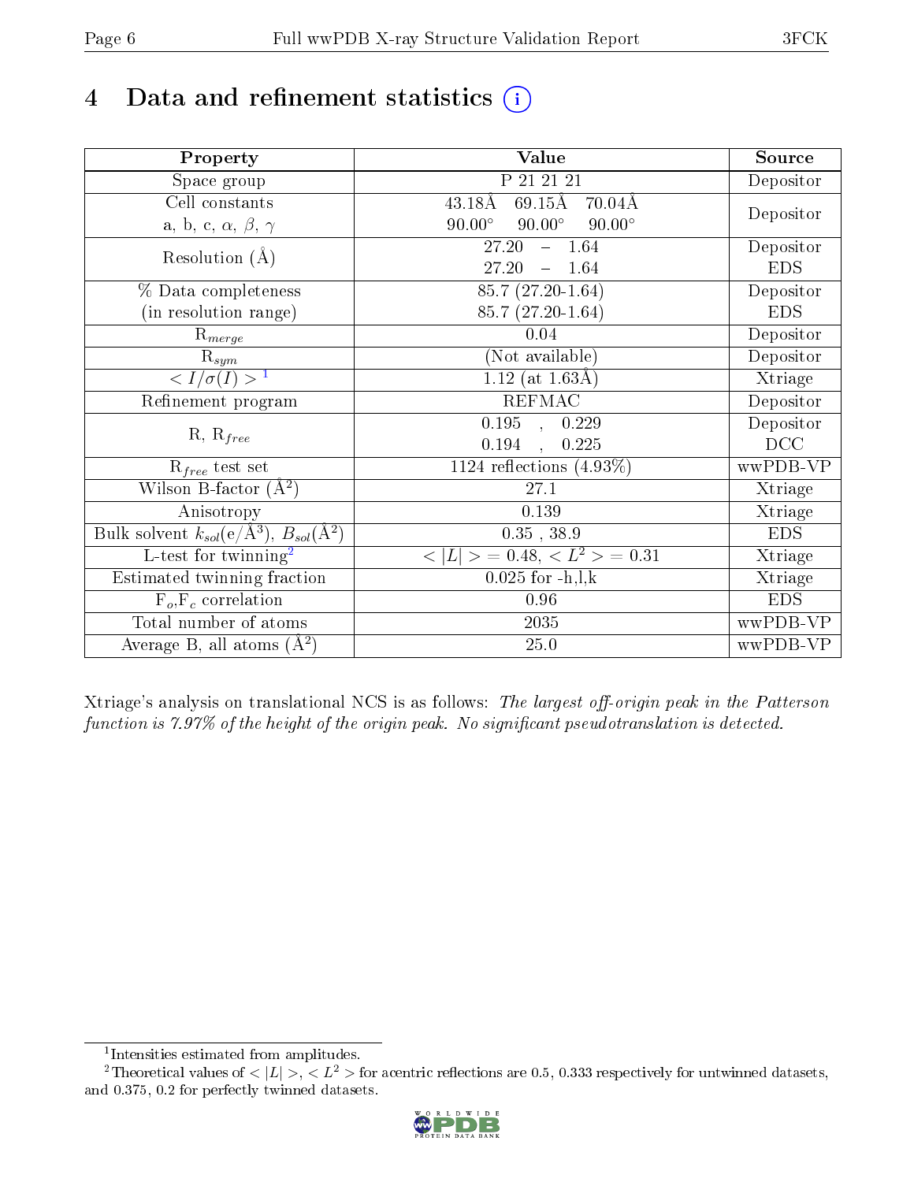# 4 Data and refinement statistics

| Property | Value | Source |
|---|---|---|
| Space group | P 21 21 21 | Depositor |
| Cell constants<br>a, b, c, $\alpha$, $\beta$, $\gamma$ | 43.18Å 69.15Å 70.04Å<br>90.00° 90.00° 90.00° | Depositor |
| Resolution (Å) | 27.20 – 1.64<br>27.20 – 1.64 | Depositor<br>EDS |
| % Data completeness<br>(in resolution range) | 85.7 (27.20-1.64)<br>85.7 (27.20-1.64) | Depositor<br>EDS |
| $R_{merge}$ | 0.04 | Depositor |
| $R_{sym}$ | (Not available) | Depositor |
| $< I/\sigma(I) >$ [1] | 1.12 (at 1.63Å) | Xtriage |
| Refinement program | REFMAC | Depositor |
| R, $R_{free}$ | 0.195 , 0.229<br>0.194 , 0.225 | Depositor<br>DCC |
| $R_{free}$ test set | 1124 reflections (4.93%) | wwPDB-VP |
| Wilson B-factor (Å$^2$) | 27.1 | Xtriage |
| Anisotropy | 0.139 | Xtriage |
| Bulk solvent $k_{sol}$(e/Å$^3$), $B_{sol}$(Å$^2$) | 0.35 , 38.9 | EDS |
| L-test for twinning[2] | $< \|L\| > = 0.48$, $< L^2 > = 0.31$ | Xtriage |
| Estimated twinning fraction | 0.025 for -h,l,k | Xtriage |
| $F_o$,$F_c$ correlation | 0.96 | EDS |
| Total number of atoms | 2035 | wwPDB-VP |
| Average B, all atoms (Å$^2$) | 25.0 | wwPDB-VP |

Xtriage's analysis on translational NCS is as follows: *The largest off-origin peak in the Patterson function is 7.97% of the height of the origin peak. No significant pseudotranslation is detected.*

[1] Intensities estimated from amplitudes.

[2] Theoretical values of $< |L| >$, $< L^2 >$ for acentric reflections are 0.5, 0.333 respectively for untwinned datasets, and 0.375, 0.2 for perfectly twinned datasets.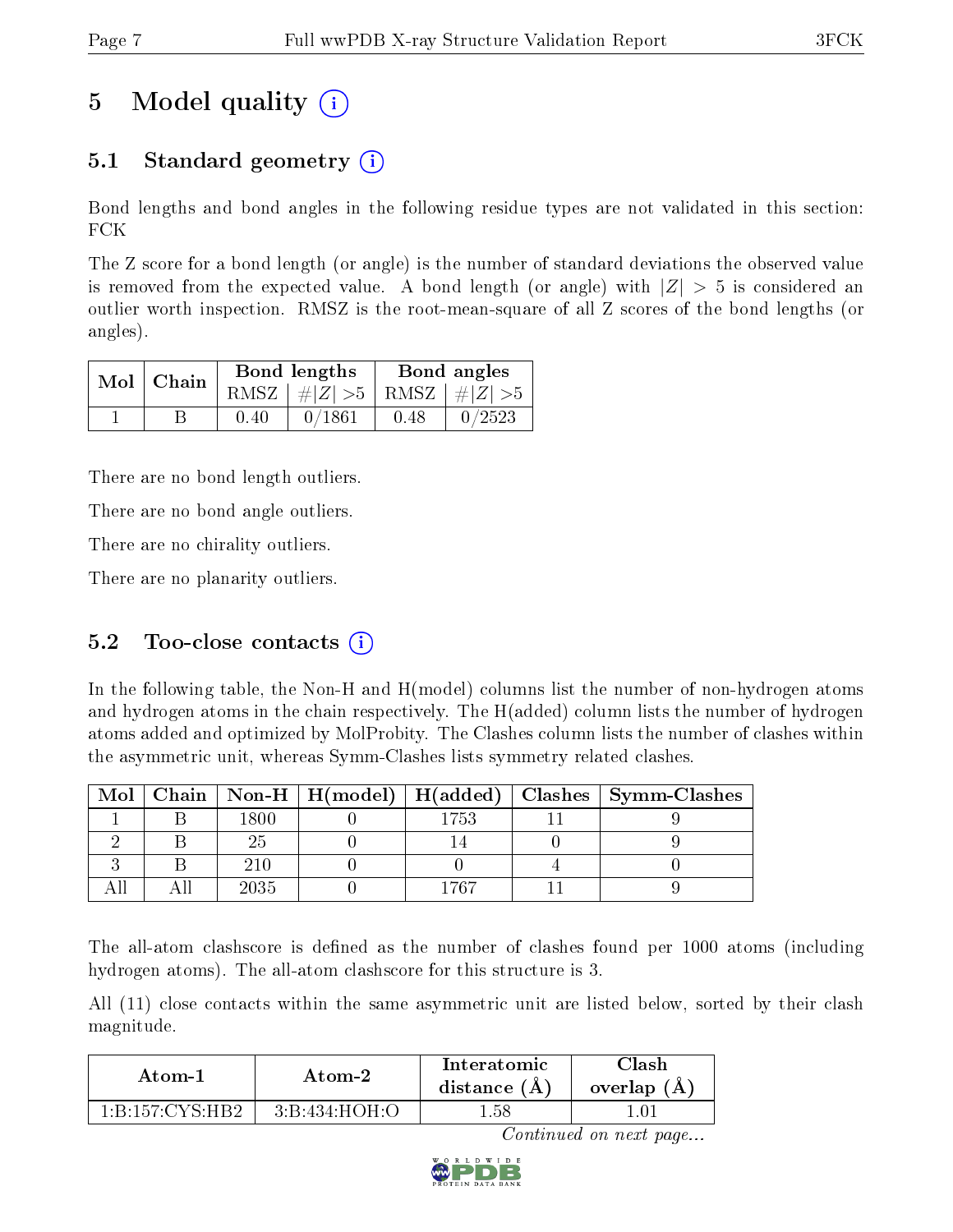# 5 Model quality (i)

## 5.1 Standard geometry (i)

Bond lengths and bond angles in the following residue types are not validated in this section: FCK

The Z score for a bond length (or angle) is the number of standard deviations the observed value is removed from the expected value. A bond length (or angle) with $|Z| > 5$ is considered an outlier worth inspection. RMSZ is the root-mean-square of all Z scores of the bond lengths (or angles).

| Mol | Chain | Bond lengths | | Bond angles | |
|---|---|---|---|---|---|
| | | RMSZ | $\#\|Z\| > 5$ | RMSZ | $\#\|Z\| > 5$ |
| 1 | B | 0.40 | 0/1861 | 0.48 | 0/2523 |

There are no bond length outliers.

There are no bond angle outliers.

There are no chirality outliers.

There are no planarity outliers.

## 5.2 Too-close contacts (i)

In the following table, the Non-H and H(model) columns list the number of non-hydrogen atoms and hydrogen atoms in the chain respectively. The H(added) column lists the number of hydrogen atoms added and optimized by MolProbity. The Clashes column lists the number of clashes within the asymmetric unit, whereas Symm-Clashes lists symmetry related clashes.

| Mol | Chain | Non-H | H(model) | H(added) | Clashes | Symm-Clashes |
|---|---|---|---|---|---|---|
| 1 | B | 1800 | 0 | 1753 | 11 | 9 |
| 2 | B | 25 | 0 | 14 | 0 | 9 |
| 3 | B | 210 | 0 | 0 | 4 | 0 |
| All | All | 2035 | 0 | 1767 | 11 | 9 |

The all-atom clashscore is defined as the number of clashes found per 1000 atoms (including hydrogen atoms). The all-atom clashscore for this structure is 3.

All (11) close contacts within the same asymmetric unit are listed below, sorted by their clash magnitude.

| Atom-1 | Atom-2 | Interatomic distance (Å) | Clash overlap (Å) |
|---|---|---|---|
| 1:B:157:CYS:HB2 | 3:B:434:HOH:O | 1.58 | 1.01 |

*Continued on next page...*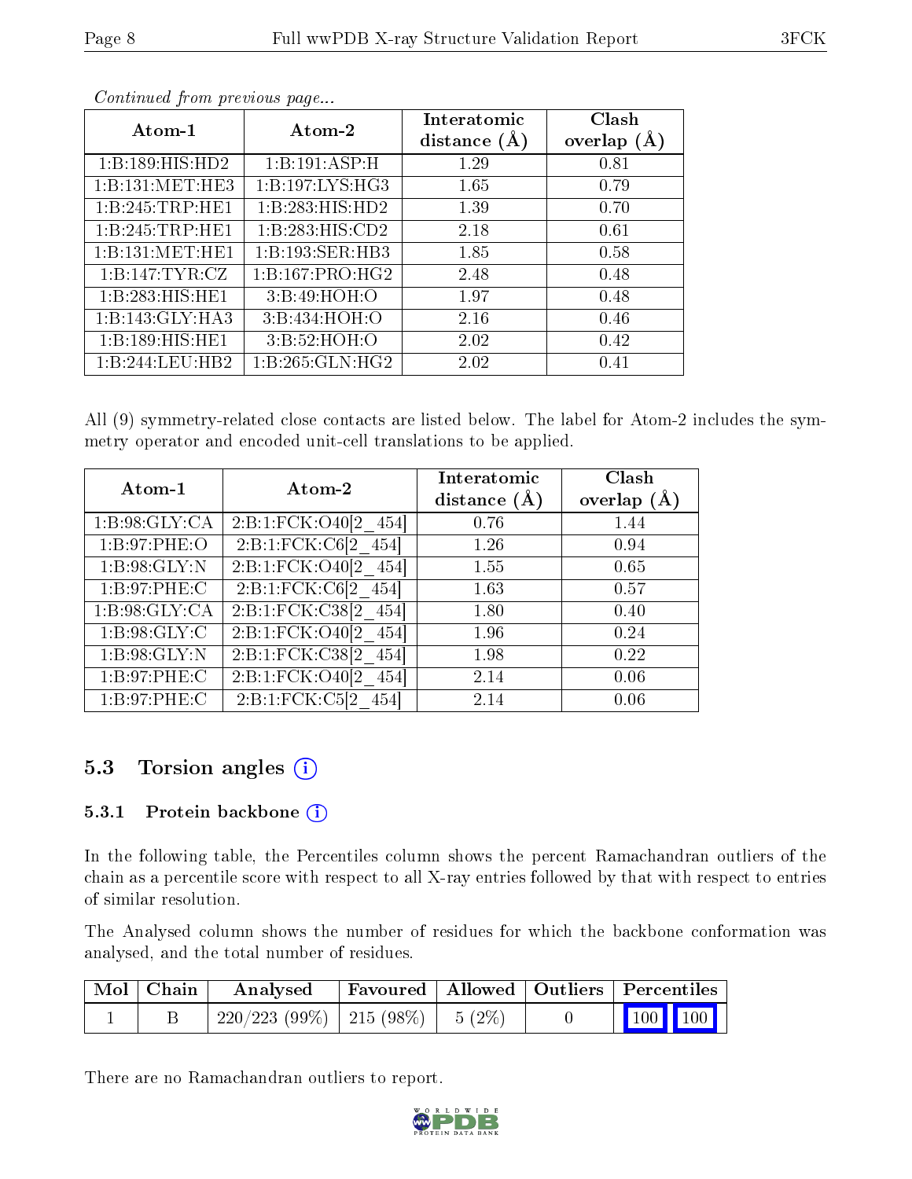*Continued from previous page...*

| Atom-1 | Atom-2 | Interatomic distance (Å) | Clash overlap (Å) |
|---|---|---|---|
| 1:B:189:HIS:HD2 | 1:B:191:ASP:H | 1.29 | 0.81 |
| 1:B:131:MET:HE3 | 1:B:197:LYS:HG3 | 1.65 | 0.79 |
| 1:B:245:TRP:HE1 | 1:B:283:HIS:HD2 | 1.39 | 0.70 |
| 1:B:245:TRP:HE1 | 1:B:283:HIS:CD2 | 2.18 | 0.61 |
| 1:B:131:MET:HE1 | 1:B:193:SER:HB3 | 1.85 | 0.58 |
| 1:B:147:TYR:CZ | 1:B:167:PRO:HG2 | 2.48 | 0.48 |
| 1:B:283:HIS:HE1 | 3:B:49:HOH:O | 1.97 | 0.48 |
| 1:B:143:GLY:HA3 | 3:B:434:HOH:O | 2.16 | 0.46 |
| 1:B:189:HIS:HE1 | 3:B:52:HOH:O | 2.02 | 0.42 |
| 1:B:244:LEU:HB2 | 1:B:265:GLN:HG2 | 2.02 | 0.41 |

All (9) symmetry-related close contacts are listed below. The label for Atom-2 includes the symmetry operator and encoded unit-cell translations to be applied.

| Atom-1 | Atom-2 | Interatomic distance (Å) | Clash overlap (Å) |
|---|---|---|---|
| 1:B:98:GLY:CA | 2:B:1:FCK:O40[2_454] | 0.76 | 1.44 |
| 1:B:97:PHE:O | 2:B:1:FCK:C6[2_454] | 1.26 | 0.94 |
| 1:B:98:GLY:N | 2:B:1:FCK:O40[2_454] | 1.55 | 0.65 |
| 1:B:97:PHE:C | 2:B:1:FCK:C6[2_454] | 1.63 | 0.57 |
| 1:B:98:GLY:CA | 2:B:1:FCK:C38[2_454] | 1.80 | 0.40 |
| 1:B:98:GLY:C | 2:B:1:FCK:O40[2_454] | 1.96 | 0.24 |
| 1:B:98:GLY:N | 2:B:1:FCK:C38[2_454] | 1.98 | 0.22 |
| 1:B:97:PHE:C | 2:B:1:FCK:O40[2_454] | 2.14 | 0.06 |
| 1:B:97:PHE:C | 2:B:1:FCK:C5[2_454] | 2.14 | 0.06 |

## 5.3 Torsion angles

### 5.3.1 Protein backbone

In the following table, the Percentiles column shows the percent Ramachandran outliers of the chain as a percentile score with respect to all X-ray entries followed by that with respect to entries of similar resolution.

The Analysed column shows the number of residues for which the backbone conformation was analysed, and the total number of residues.

| Mol | Chain | Analysed | Favoured | Allowed | Outliers | Percentiles |
|---|---|---|---|---|---|---|
| 1 | B | 220/223 (99%) | 215 (98%) | 5 (2%) | 0 | 100 100 |

There are no Ramachandran outliers to report.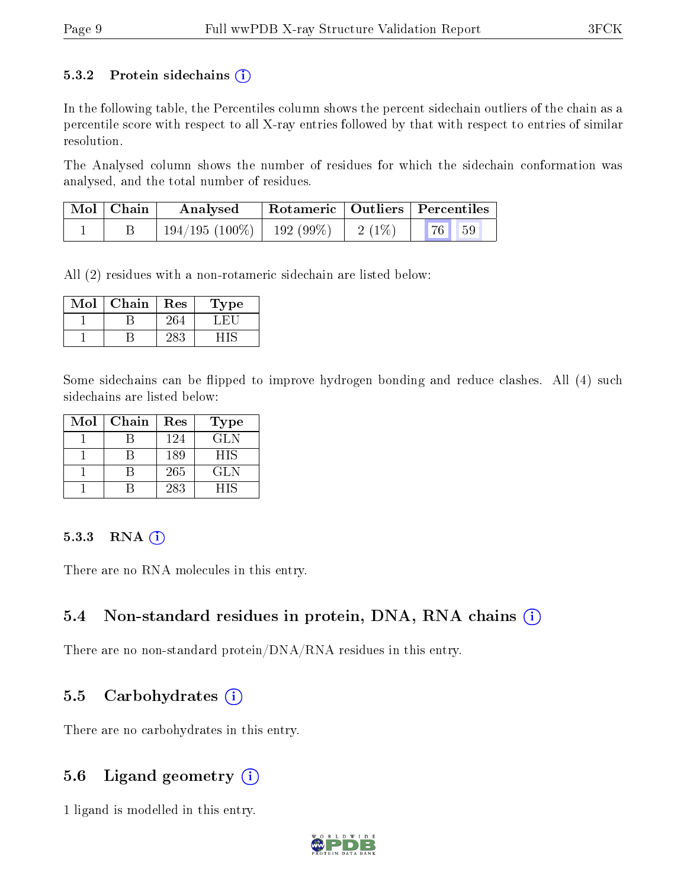### 5.3.2 Protein sidechains (i)

In the following table, the Percentiles column shows the percent sidechain outliers of the chain as a percentile score with respect to all X-ray entries followed by that with respect to entries of similar resolution.

The Analysed column shows the number of residues for which the sidechain conformation was analysed, and the total number of residues.

| Mol | Chain | Analysed | Rotameric | Outliers | Percentiles | |
|---|---|---|---|---|---|---|
| 1 | B | 194/195 (100%) | 192 (99%) | 2 (1%) | 76 | 59 |

All (2) residues with a non-rotameric sidechain are listed below:

| Mol | Chain | Res | Type |
|---|---|---|---|
| 1 | B | 264 | LEU |
| 1 | B | 283 | HIS |

Some sidechains can be flipped to improve hydrogen bonding and reduce clashes. All (4) such sidechains are listed below:

| Mol | Chain | Res | Type |
|---|---|---|---|
| 1 | B | 124 | GLN |
| 1 | B | 189 | HIS |
| 1 | B | 265 | GLN |
| 1 | B | 283 | HIS |

### 5.3.3 RNA (i)

There are no RNA molecules in this entry.

## 5.4 Non-standard residues in protein, DNA, RNA chains (i)

There are no non-standard protein/DNA/RNA residues in this entry.

## 5.5 Carbohydrates (i)

There are no carbohydrates in this entry.

## 5.6 Ligand geometry (i)

1 ligand is modelled in this entry.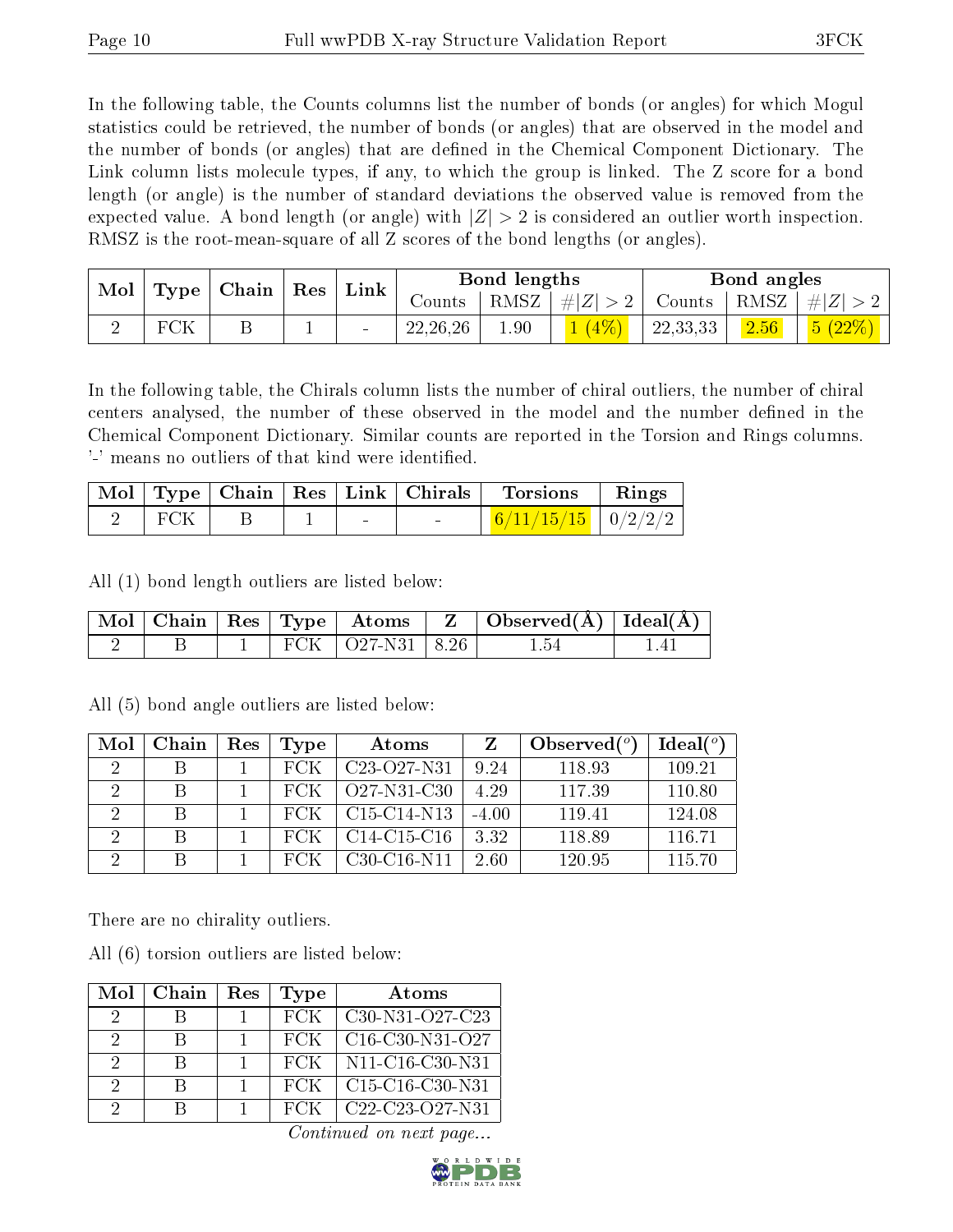In the following table, the Counts columns list the number of bonds (or angles) for which Mogul statistics could be retrieved, the number of bonds (or angles) that are observed in the model and the number of bonds (or angles) that are defined in the Chemical Component Dictionary. The Link column lists molecule types, if any, to which the group is linked. The Z score for a bond length (or angle) is the number of standard deviations the observed value is removed from the expected value. A bond length (or angle) with $|Z| > 2$ is considered an outlier worth inspection. RMSZ is the root-mean-square of all Z scores of the bond lengths (or angles).

| Mol | Type | Chain | Res | Link | Bond lengths | | | Bond angles | | |
|---|---|---|---|---|---|---|---|---|---|---|
| | | | | | Counts | RMSZ | $\#\|Z\| > 2$ | Counts | RMSZ | $\#\|Z\| > 2$ |
| 2 | FCK | B | 1 | - | 22,26,26 | 1.90 | 1 (4%) | 22,33,33 | 2.56 | 5 (22%) |

In the following table, the Chirals column lists the number of chiral outliers, the number of chiral centers analysed, the number of these observed in the model and the number defined in the Chemical Component Dictionary. Similar counts are reported in the Torsion and Rings columns. '-' means no outliers of that kind were identified.

| Mol | Type | Chain | Res | Link | Chirals | Torsions | Rings |
|---|---|---|---|---|---|---|---|
| 2 | FCK | B | 1 | - | - | 6/11/15/15 | 0/2/2/2 |

All (1) bond length outliers are listed below:

| Mol | Chain | Res | Type | Atoms | Z | Observed(Å) | Ideal(Å) |
|---|---|---|---|---|---|---|---|
| 2 | B | 1 | FCK | O27-N31 | 8.26 | 1.54 | 1.41 |

All (5) bond angle outliers are listed below:

| Mol | Chain | Res | Type | Atoms | Z | Observed(°) | Ideal(°) |
|---|---|---|---|---|---|---|---|
| 2 | B | 1 | FCK | C23-O27-N31 | 9.24 | 118.93 | 109.21 |
| 2 | B | 1 | FCK | O27-N31-C30 | 4.29 | 117.39 | 110.80 |
| 2 | B | 1 | FCK | C15-C14-N13 | -4.00 | 119.41 | 124.08 |
| 2 | B | 1 | FCK | C14-C15-C16 | 3.32 | 118.89 | 116.71 |
| 2 | B | 1 | FCK | C30-C16-N11 | 2.60 | 120.95 | 115.70 |

There are no chirality outliers.

All (6) torsion outliers are listed below:

| Mol | Chain | Res | Type | Atoms |
|---|---|---|---|---|
| 2 | B | 1 | FCK | C30-N31-O27-C23 |
| 2 | B | 1 | FCK | C16-C30-N31-O27 |
| 2 | B | 1 | FCK | N11-C16-C30-N31 |
| 2 | B | 1 | FCK | C15-C16-C30-N31 |
| 2 | B | 1 | FCK | C22-C23-O27-N31 |

*Continued on next page...*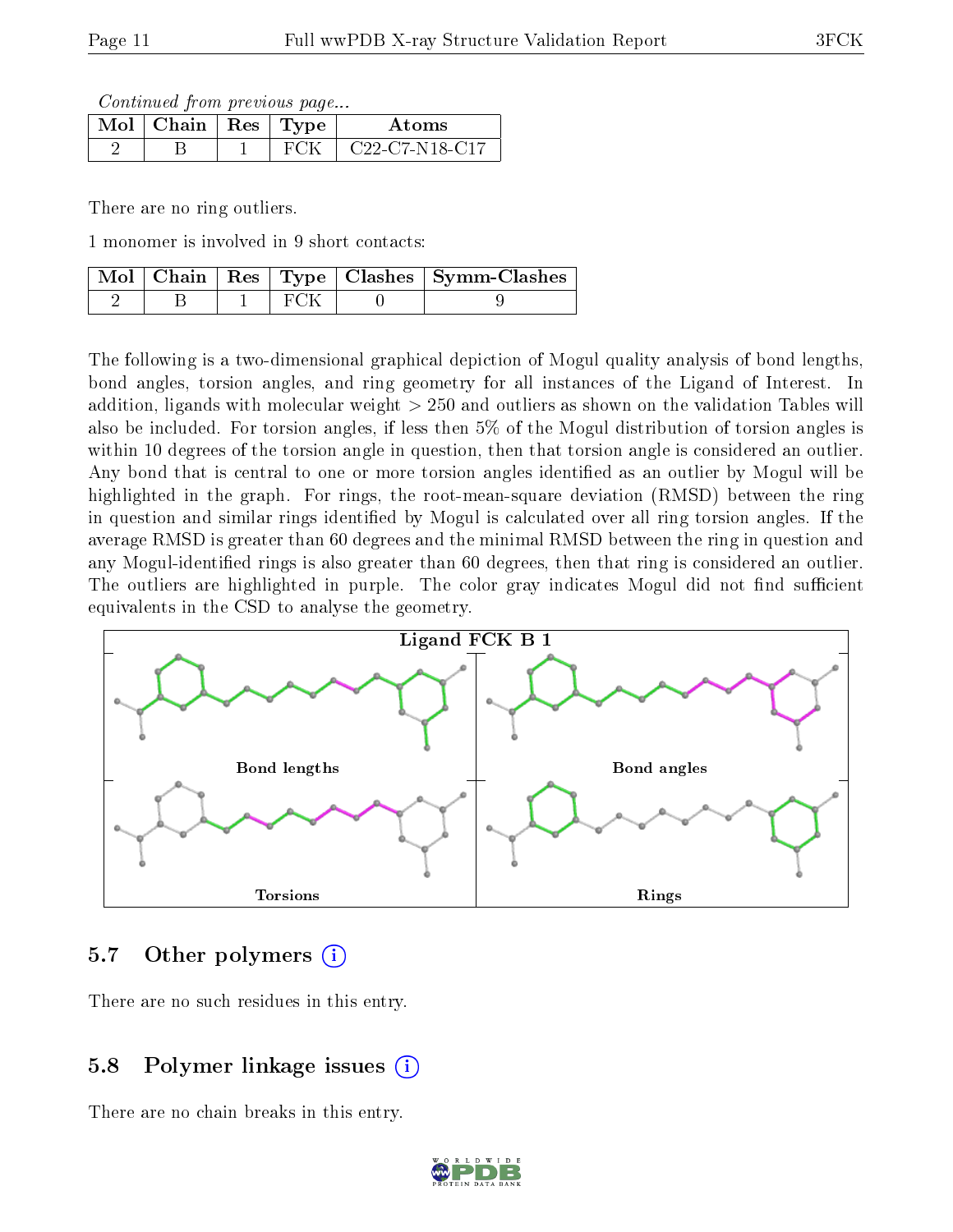*Continued from previous page...*

| Mol | Chain | Res | Type | Atoms |
|---|---|---|---|---|
| 2 | B | 1 | FCK | C22-C7-N18-C17 |

There are no ring outliers.

1 monomer is involved in 9 short contacts:

| Mol | Chain | Res | Type | Clashes | Symm-Clashes |
|---|---|---|---|---|---|
| 2 | B | 1 | FCK | 0 | 9 |

The following is a two-dimensional graphical depiction of Mogul quality analysis of bond lengths, bond angles, torsion angles, and ring geometry for all instances of the Ligand of Interest. In addition, ligands with molecular weight > 250 and outliers as shown on the validation Tables will also be included. For torsion angles, if less then 5% of the Mogul distribution of torsion angles is within 10 degrees of the torsion angle in question, then that torsion angle is considered an outlier. Any bond that is central to one or more torsion angles identified as an outlier by Mogul will be highlighted in the graph. For rings, the root-mean-square deviation (RMSD) between the ring in question and similar rings identified by Mogul is calculated over all ring torsion angles. If the average RMSD is greater than 60 degrees and the minimal RMSD between the ring in question and any Mogul-identified rings is also greater than 60 degrees, then that ring is considered an outlier. The outliers are highlighted in purple. The color gray indicates Mogul did not find sufficient equivalents in the CSD to analyse the geometry.

Ligand FCK B 1

Bond lengths

Bond angles

Torsions

Rings

## 5.7 Other polymers

There are no such residues in this entry.

## 5.8 Polymer linkage issues

There are no chain breaks in this entry.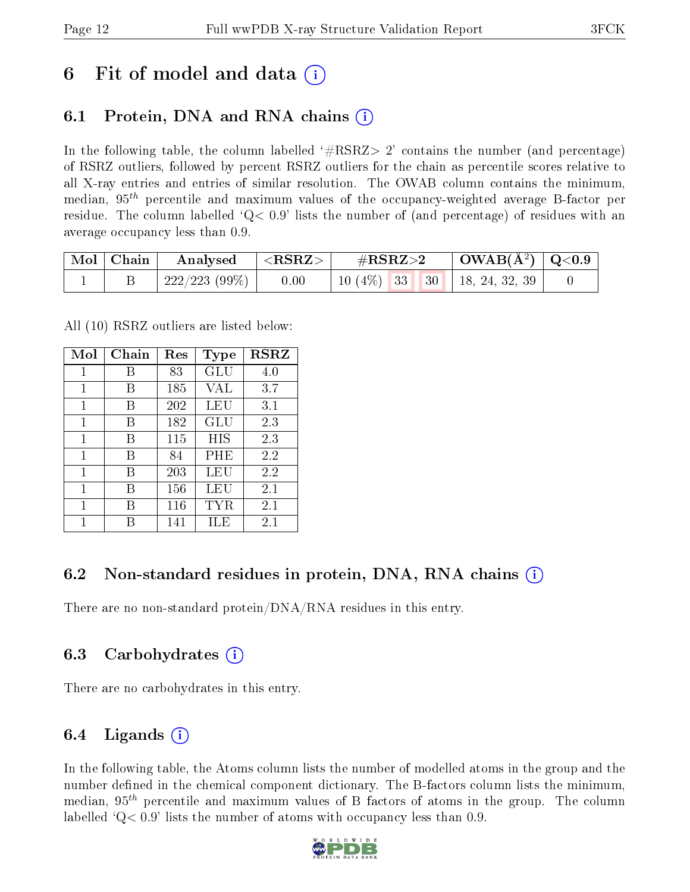# 6 Fit of model and data

## 6.1 Protein, DNA and RNA chains

In the following table, the column labelled '#RSRZ> 2' contains the number (and percentage) of RSRZ outliers, followed by percent RSRZ outliers for the chain as percentile scores relative to all X-ray entries and entries of similar resolution. The OWAB column contains the minimum, median, $95^{th}$ percentile and maximum values of the occupancy-weighted average B-factor per residue. The column labelled 'Q< 0.9' lists the number of (and percentage) of residues with an average occupancy less than 0.9.

| Mol | Chain | Analysed | <RSRZ> | #RSRZ>2 | | | OWAB(Å$^2$) | Q<0.9 |
|---|---|---|---|---|---|---|---|---|
| 1 | B | 222/223 (99%) | 0.00 | 10 (4%) | 33 | 30 | 18, 24, 32, 39 | 0 |

All (10) RSRZ outliers are listed below:

| Mol | Chain | Res | Type | RSRZ |
|---|---|---|---|---|
| 1 | B | 83 | GLU | 4.0 |
| 1 | B | 185 | VAL | 3.7 |
| 1 | B | 202 | LEU | 3.1 |
| 1 | B | 182 | GLU | 2.3 |
| 1 | B | 115 | HIS | 2.3 |
| 1 | B | 84 | PHE | 2.2 |
| 1 | B | 203 | LEU | 2.2 |
| 1 | B | 156 | LEU | 2.1 |
| 1 | B | 116 | TYR | 2.1 |
| 1 | B | 141 | ILE | 2.1 |

## 6.2 Non-standard residues in protein, DNA, RNA chains

There are no non-standard protein/DNA/RNA residues in this entry.

## 6.3 Carbohydrates

There are no carbohydrates in this entry.

## 6.4 Ligands

In the following table, the Atoms column lists the number of modelled atoms in the group and the number defined in the chemical component dictionary. The B-factors column lists the minimum, median, $95^{th}$ percentile and maximum values of B factors of atoms in the group. The column labelled 'Q< 0.9' lists the number of atoms with occupancy less than 0.9.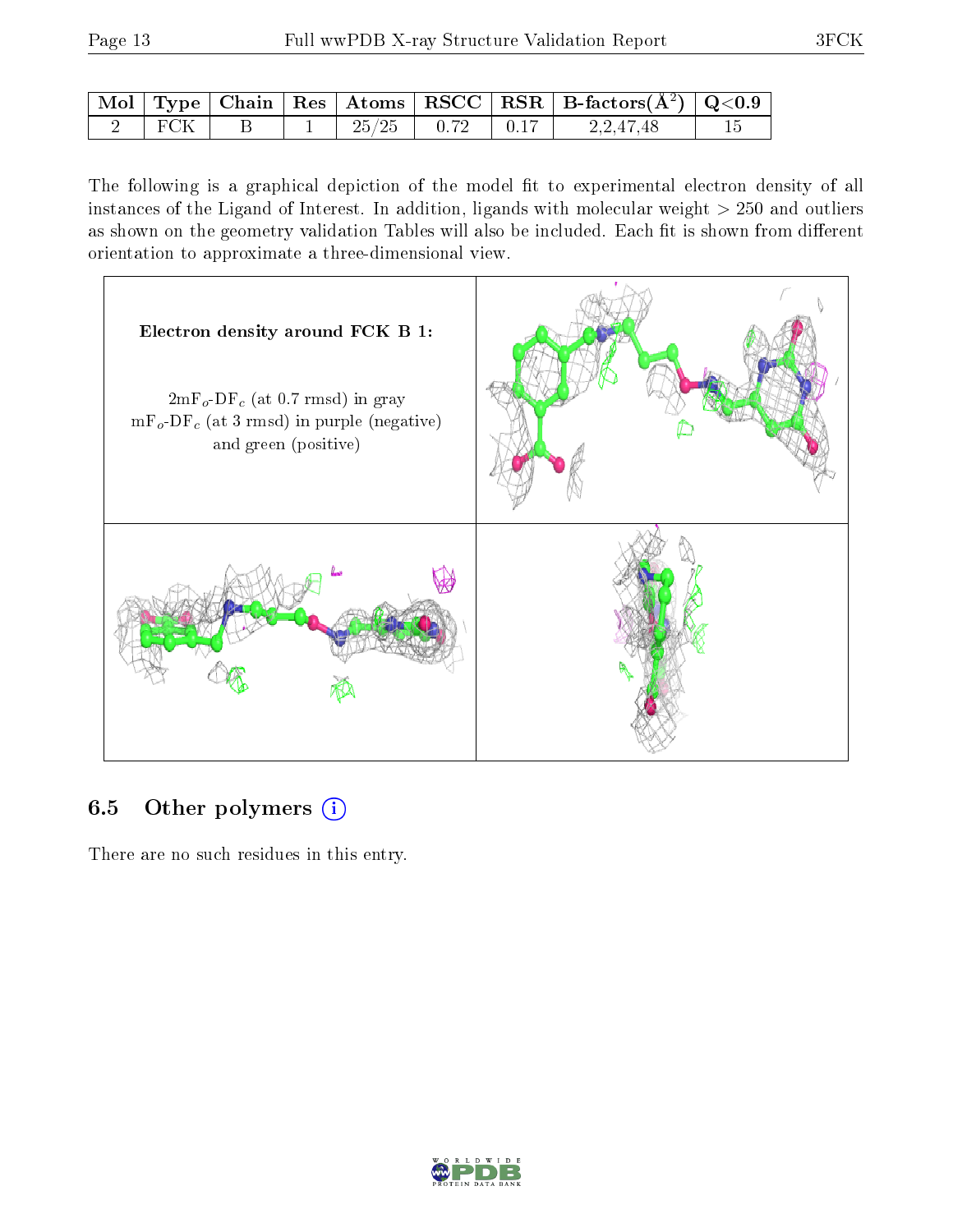| Mol | Type | Chain | Res | Atoms | RSCC | RSR | B-factors($Å^2$) | Q<0.9 |
|---|---|---|---|---|---|---|---|---|
| 2 | FCK | B | 1 | 25/25 | 0.72 | 0.17 | 2,2,47,48 | 15 |

The following is a graphical depiction of the model fit to experimental electron density of all instances of the Ligand of Interest. In addition, ligands with molecular weight > 250 and outliers as shown on the geometry validation Tables will also be included. Each fit is shown from different orientation to approximate a three-dimensional view.

**Electron density around FCK B 1:**

$2mF_o$-$DF_c$ (at 0.7 rmsd) in gray
$mF_o$-$DF_c$ (at 3 rmsd) in purple (negative) and green (positive)

## 6.5 Other polymers

There are no such residues in this entry.